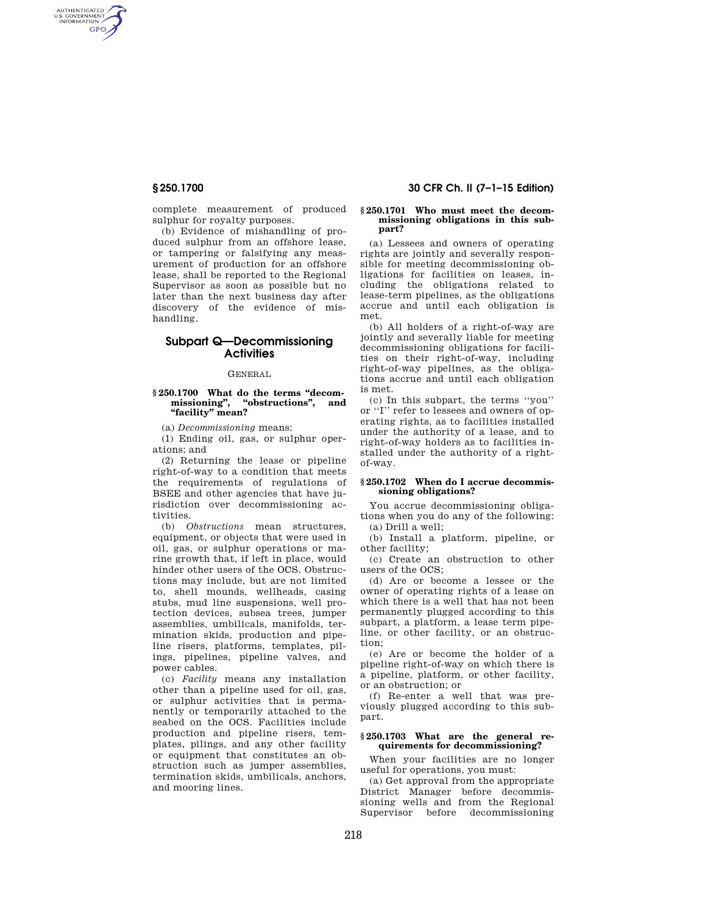complete measurement of produced sulphur for royalty purposes.

(b) Evidence of mishandling of produced sulphur from an offshore lease, or tampering or falsifying any measurement of production for an offshore lease, shall be reported to the Regional Supervisor as soon as possible but no later than the next business day after discovery of the evidence of mishandling.

## Subpart Q—Decommissioning Activities

### General

#### § 250.1700 What do the terms "decommissioning", "obstructions", and "facility" mean?

(a) *Decommissioning* means:

(1) Ending oil, gas, or sulphur operations; and

(2) Returning the lease or pipeline right-of-way to a condition that meets the requirements of regulations of BSEE and other agencies that have jurisdiction over decommissioning activities.

(b) *Obstructions* mean structures, equipment, or objects that were used in oil, gas, or sulphur operations or marine growth that, if left in place, would hinder other users of the OCS. Obstructions may include, but are not limited to, shell mounds, wellheads, casing stubs, mud line suspensions, well protection devices, subsea trees, jumper assemblies, umbilicals, manifolds, termination skids, production and pipeline risers, platforms, templates, pilings, pipelines, pipeline valves, and power cables.

(c) *Facility* means any installation other than a pipeline used for oil, gas, or sulphur activities that is permanently or temporarily attached to the seabed on the OCS. Facilities include production and pipeline risers, templates, pilings, and any other facility or equipment that constitutes an obstruction such as jumper assemblies, termination skids, umbilicals, anchors, and mooring lines.

#### § 250.1701 Who must meet the decommissioning obligations in this subpart?

(a) Lessees and owners of operating rights are jointly and severally responsible for meeting decommissioning obligations for facilities on leases, including the obligations related to lease-term pipelines, as the obligations accrue and until each obligation is met.

(b) All holders of a right-of-way are jointly and severally liable for meeting decommissioning obligations for facilities on their right-of-way, including right-of-way pipelines, as the obligations accrue and until each obligation is met.

(c) In this subpart, the terms "you" or "I" refer to lessees and owners of operating rights, as to facilities installed under the authority of a lease, and to right-of-way holders as to facilities installed under the authority of a right-of-way.

#### § 250.1702 When do I accrue decommissioning obligations?

You accrue decommissioning obligations when you do any of the following:

(a) Drill a well;

(b) Install a platform, pipeline, or other facility;

(c) Create an obstruction to other users of the OCS;

(d) Are or become a lessee or the owner of operating rights of a lease on which there is a well that has not been permanently plugged according to this subpart, a platform, a lease term pipeline, or other facility, or an obstruction;

(e) Are or become the holder of a pipeline right-of-way on which there is a pipeline, platform, or other facility, or an obstruction; or

(f) Re-enter a well that was previously plugged according to this subpart.

#### § 250.1703 What are the general requirements for decommissioning?

When your facilities are no longer useful for operations, you must:

(a) Get approval from the appropriate District Manager before decommissioning wells and from the Regional Supervisor before decommissioning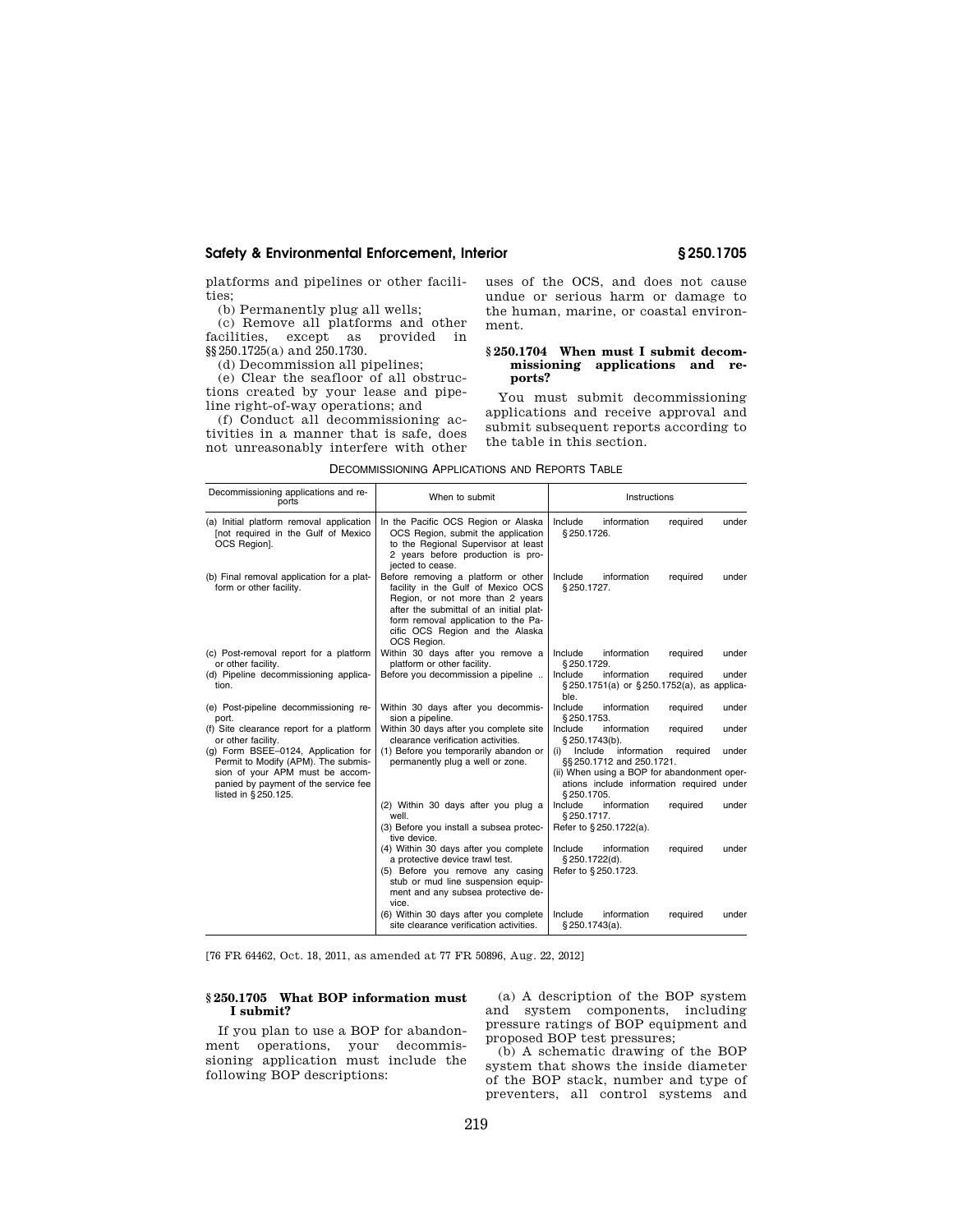platforms and pipelines or other facilities;

(b) Permanently plug all wells;

(c) Remove all platforms and other facilities, except as provided in §§ 250.1725(a) and 250.1730.

(d) Decommission all pipelines;

(e) Clear the seafloor of all obstructions created by your lease and pipeline right-of-way operations; and

(f) Conduct all decommissioning activities in a manner that is safe, does not unreasonably interfere with other uses of the OCS, and does not cause undue or serious harm or damage to the human, marine, or coastal environment.

### § 250.1704 When must I submit decommissioning applications and reports?

You must submit decommissioning applications and receive approval and submit subsequent reports according to the table in this section.

DECOMMISSIONING APPLICATIONS AND REPORTS TABLE

| Decommissioning applications and reports | When to submit | Instructions |
|---|---|---|
| (a) Initial platform removal application [not required in the Gulf of Mexico OCS Region]. | In the Pacific OCS Region or Alaska OCS Region, submit the application to the Regional Supervisor at least 2 years before production is projected to cease. | Include information required under § 250.1726. |
| (b) Final removal application for a platform or other facility. | Before removing a platform or other facility in the Gulf of Mexico OCS Region, or not more than 2 years after the submittal of an initial platform removal application to the Pacific OCS Region and the Alaska OCS Region. | Include information required under § 250.1727. |
| (c) Post-removal report for a platform or other facility. | Within 30 days after you remove a platform or other facility. | Include information required under § 250.1729. |
| (d) Pipeline decommissioning application. | Before you decommission a pipeline .. | Include information required under § 250.1751(a) or § 250.1752(a), as applicable. |
| (e) Post-pipeline decommissioning report. | Within 30 days after you decommission a pipeline. | Include information required under § 250.1753. |
| (f) Site clearance report for a platform or other facility. | Within 30 days after you complete site clearance verification activities. | Include information required under § 250.1743(b). |
| (g) Form BSEE–0124, Application for Permit to Modify (APM). The submission of your APM must be accompanied by payment of the service fee listed in § 250.125. | (1) Before you temporarily abandon or permanently plug a well or zone. | (i) Include information required under §§ 250.1712 and 250.1721. (ii) When using a BOP for abandonment operations include information required under § 250.1705. |
| | (2) Within 30 days after you plug a well. | Include information required under § 250.1717. |
| | (3) Before you install a subsea protective device. | Refer to § 250.1722(a). |
| | (4) Within 30 days after you complete a protective device trawl test. | Include information required under § 250.1722(d). |
| | (5) Before you remove any casing stub or mud line suspension equipment and any subsea protective device. | Refer to § 250.1723. |
| | (6) Within 30 days after you complete site clearance verification activities. | Include information required under § 250.1743(a). |

[76 FR 64462, Oct. 18, 2011, as amended at 77 FR 50896, Aug. 22, 2012]

### § 250.1705 What BOP information must I submit?

If you plan to use a BOP for abandonment operations, your decommissioning application must include the following BOP descriptions:

(a) A description of the BOP system and system components, including pressure ratings of BOP equipment and proposed BOP test pressures;

(b) A schematic drawing of the BOP system that shows the inside diameter of the BOP stack, number and type of preventers, all control systems and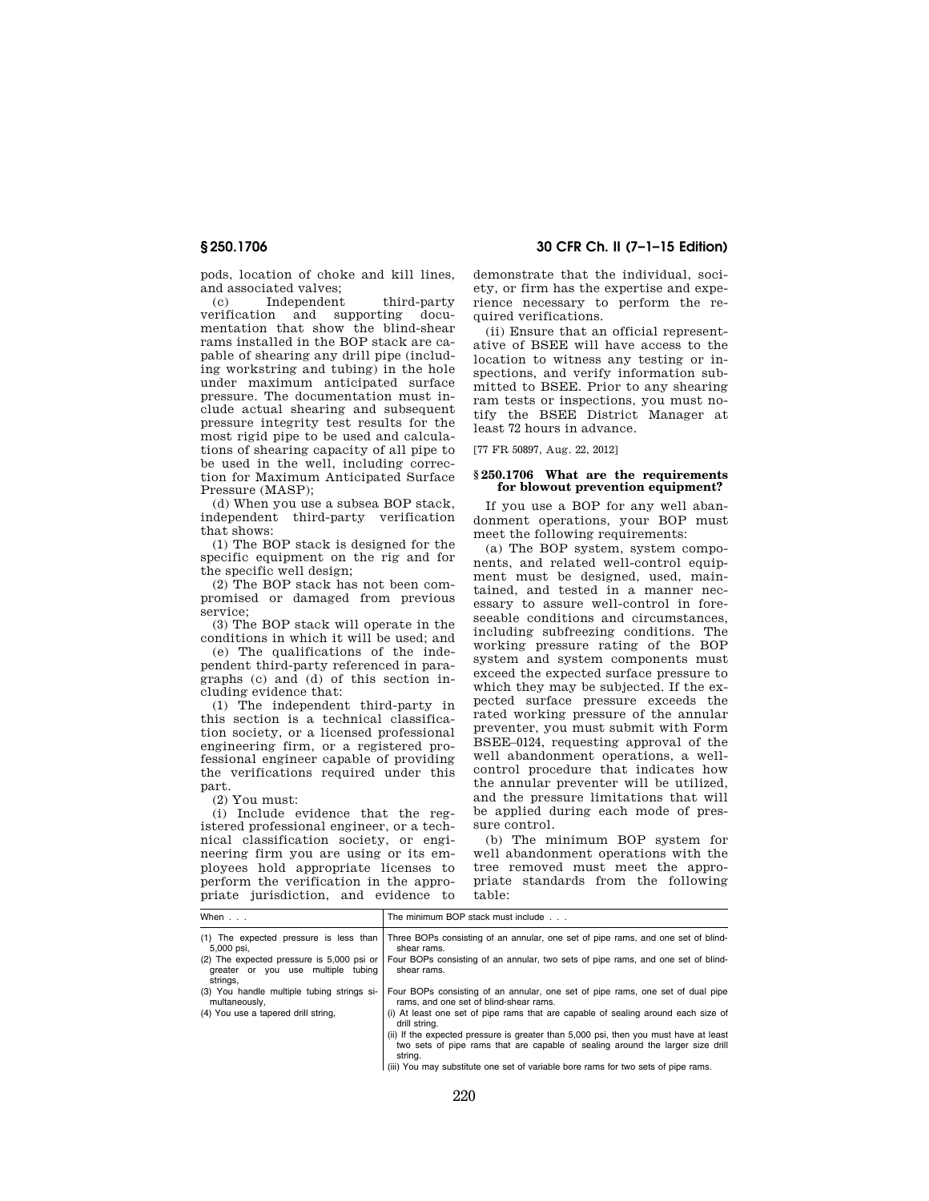pods, location of choke and kill lines, and associated valves;

(c) Independent third-party verification and supporting documentation that show the blind-shear rams installed in the BOP stack are capable of shearing any drill pipe (including workstring and tubing) in the hole under maximum anticipated surface pressure. The documentation must include actual shearing and subsequent pressure integrity test results for the most rigid pipe to be used and calculations of shearing capacity of all pipe to be used in the well, including correction for Maximum Anticipated Surface Pressure (MASP);

(d) When you use a subsea BOP stack, independent third-party verification that shows:

(1) The BOP stack is designed for the specific equipment on the rig and for the specific well design;

(2) The BOP stack has not been compromised or damaged from previous service;

(3) The BOP stack will operate in the conditions in which it will be used; and

(e) The qualifications of the independent third-party referenced in paragraphs (c) and (d) of this section including evidence that:

(1) The independent third-party in this section is a technical classification society, or a licensed professional engineering firm, or a registered professional engineer capable of providing the verifications required under this part.

(2) You must:

(i) Include evidence that the registered professional engineer, or a technical classification society, or engineering firm you are using or its employees hold appropriate licenses to perform the verification in the appropriate jurisdiction, and evidence to demonstrate that the individual, society, or firm has the expertise and experience necessary to perform the required verifications.

(ii) Ensure that an official representative of BSEE will have access to the location to witness any testing or inspections, and verify information submitted to BSEE. Prior to any shearing ram tests or inspections, you must notify the BSEE District Manager at least 72 hours in advance.

[77 FR 50897, Aug. 22, 2012]

### § 250.1706 What are the requirements for blowout prevention equipment?

If you use a BOP for any well abandonment operations, your BOP must meet the following requirements:

(a) The BOP system, system components, and related well-control equipment must be designed, used, maintained, and tested in a manner necessary to assure well-control in foreseeable conditions and circumstances, including subfreezing conditions. The working pressure rating of the BOP system and system components must exceed the expected surface pressure to which they may be subjected. If the expected surface pressure exceeds the rated working pressure of the annular preventer, you must submit with Form BSEE–0124, requesting approval of the well abandonment operations, a well-control procedure that indicates how the annular preventer will be utilized, and the pressure limitations that will be applied during each mode of pressure control.

(b) The minimum BOP system for well abandonment operations with the tree removed must meet the appropriate standards from the following table:

| When . . . | The minimum BOP stack must include . . . |
|---|---|
| (1) The expected pressure is less than 5,000 psi, | Three BOPs consisting of an annular, one set of pipe rams, and one set of blind-shear rams. |
| (2) The expected pressure is 5,000 psi or greater or you use multiple tubing strings, | Four BOPs consisting of an annular, two sets of pipe rams, and one set of blind-shear rams. |
| (3) You handle multiple tubing strings simultaneously, | Four BOPs consisting of an annular, one set of pipe rams, one set of dual pipe rams, and one set of blind-shear rams. |
| (4) You use a tapered drill string, | (i) At least one set of pipe rams that are capable of sealing around each size of drill string.<br>(ii) If the expected pressure is greater than 5,000 psi, then you must have at least two sets of pipe rams that are capable of sealing around the larger size drill string.<br>(iii) You may substitute one set of variable bore rams for two sets of pipe rams. |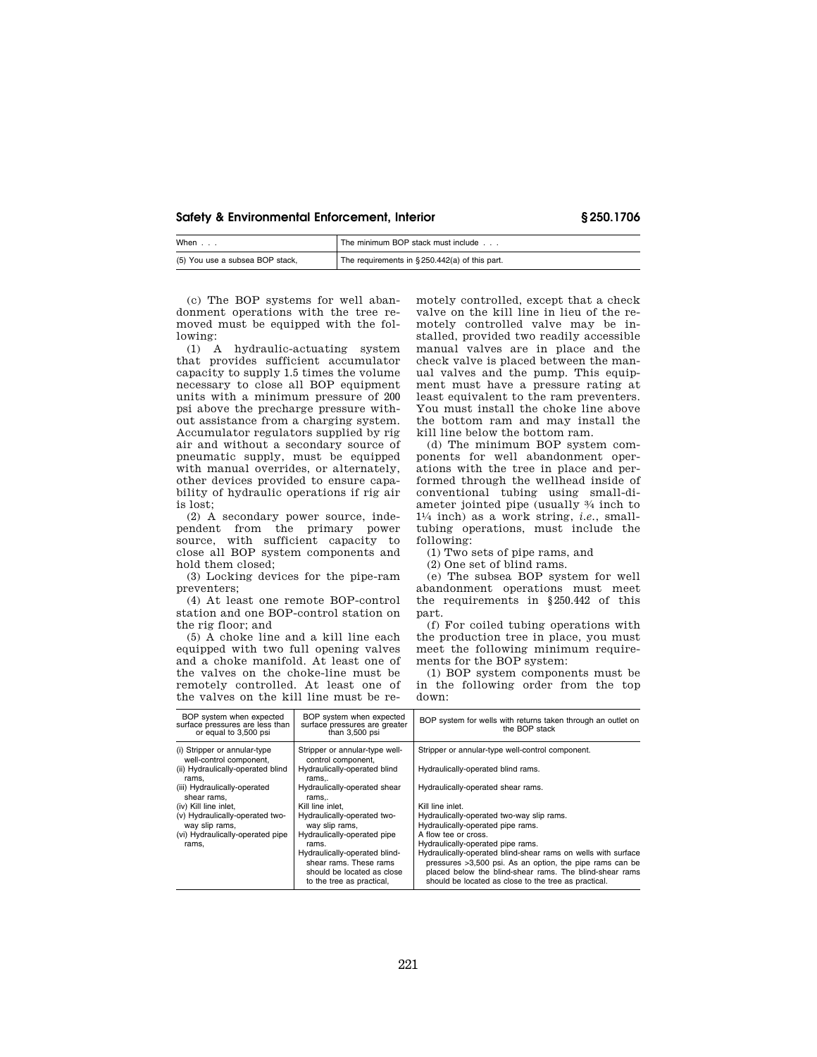| When . . . | The minimum BOP stack must include . . . |
|---|---|
| (5) You use a subsea BOP stack, | The requirements in §250.442(a) of this part. |

(c) The BOP systems for well abandonment operations with the tree removed must be equipped with the following:

(1) A hydraulic-actuating system that provides sufficient accumulator capacity to supply 1.5 times the volume necessary to close all BOP equipment units with a minimum pressure of 200 psi above the precharge pressure without assistance from a charging system. Accumulator regulators supplied by rig air and without a secondary source of pneumatic supply, must be equipped with manual overrides, or alternately, other devices provided to ensure capability of hydraulic operations if rig air is lost;

(2) A secondary power source, independent from the primary power source, with sufficient capacity to close all BOP system components and hold them closed;

(3) Locking devices for the pipe-ram preventers;

(4) At least one remote BOP-control station and one BOP-control station on the rig floor; and

(5) A choke line and a kill line each equipped with two full opening valves and a choke manifold. At least one of the valves on the choke-line must be remotely controlled. At least one of the valves on the kill line must be remotely controlled, except that a check valve on the kill line in lieu of the remotely controlled valve may be installed, provided two readily accessible manual valves are in place and the check valve is placed between the manual valves and the pump. This equipment must have a pressure rating at least equivalent to the ram preventers. You must install the choke line above the bottom ram and may install the kill line below the bottom ram.

(d) The minimum BOP system components for well abandonment operations with the tree in place and performed through the wellhead inside of conventional tubing using small-diameter jointed pipe (usually ¾ inch to 1¼ inch) as a work string, *i.e.*, small-tubing operations, must include the following:

(1) Two sets of pipe rams, and

(2) One set of blind rams.

(e) The subsea BOP system for well abandonment operations must meet the requirements in §250.442 of this part.

(f) For coiled tubing operations with the production tree in place, you must meet the following minimum requirements for the BOP system:

(1) BOP system components must be in the following order from the top down:

| BOP system when expected surface pressures are less than or equal to 3,500 psi | BOP system when expected surface pressures are greater than 3,500 psi | BOP system for wells with returns taken through an outlet on the BOP stack |
|---|---|---|
| (i) Stripper or annular-type well-control component, | Stripper or annular-type well-control component, | Stripper or annular-type well-control component. |
| (ii) Hydraulically-operated blind rams, | Hydraulically-operated blind rams,. | Hydraulically-operated blind rams. |
| (iii) Hydraulically-operated shear rams, | Hydraulically-operated shear rams,. | Hydraulically-operated shear rams. |
| (iv) Kill line inlet, | Kill line inlet, | Kill line inlet. |
| (v) Hydraulically-operated two-way slip rams, | Hydraulically-operated two-way slip rams, | Hydraulically-operated two-way slip rams. |
| (vi) Hydraulically-operated pipe rams, | Hydraulically-operated pipe rams. | Hydraulically-operated pipe rams. |
| | Hydraulically-operated blind-shear rams. These rams should be located as close to the tree as practical, | A flow tee or cross. |
| | | Hydraulically-operated pipe rams. |
| | | Hydraulically-operated blind-shear rams on wells with surface pressures >3,500 psi. As an option, the pipe rams can be placed below the blind-shear rams. The blind-shear rams should be located as close to the tree as practical. |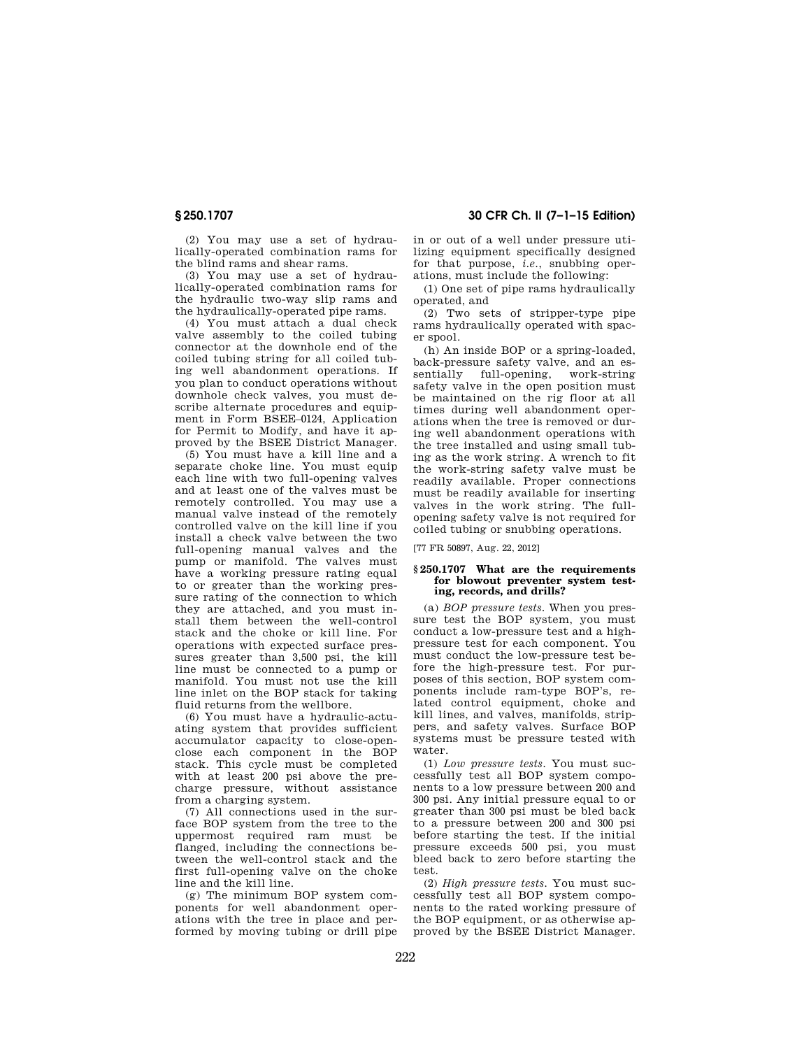(2) You may use a set of hydraulically-operated combination rams for the blind rams and shear rams.

(3) You may use a set of hydraulically-operated combination rams for the hydraulic two-way slip rams and the hydraulically-operated pipe rams.

(4) You must attach a dual check valve assembly to the coiled tubing connector at the downhole end of the coiled tubing string for all coiled tubing well abandonment operations. If you plan to conduct operations without downhole check valves, you must describe alternate procedures and equipment in Form BSEE–0124, Application for Permit to Modify, and have it approved by the BSEE District Manager.

(5) You must have a kill line and a separate choke line. You must equip each line with two full-opening valves and at least one of the valves must be remotely controlled. You may use a manual valve instead of the remotely controlled valve on the kill line if you install a check valve between the two full-opening manual valves and the pump or manifold. The valves must have a working pressure rating equal to or greater than the working pressure rating of the connection to which they are attached, and you must install them between the well-control stack and the choke or kill line. For operations with expected surface pressures greater than 3,500 psi, the kill line must be connected to a pump or manifold. You must not use the kill line inlet on the BOP stack for taking fluid returns from the wellbore.

(6) You must have a hydraulic-actuating system that provides sufficient accumulator capacity to close-open-close each component in the BOP stack. This cycle must be completed with at least 200 psi above the pre-charge pressure, without assistance from a charging system.

(7) All connections used in the surface BOP system from the tree to the uppermost required ram must be flanged, including the connections between the well-control stack and the first full-opening valve on the choke line and the kill line.

(g) The minimum BOP system components for well abandonment operations with the tree in place and performed by moving tubing or drill pipe in or out of a well under pressure utilizing equipment specifically designed for that purpose, *i.e.*, snubbing operations, must include the following:

(1) One set of pipe rams hydraulically operated, and

(2) Two sets of stripper-type pipe rams hydraulically operated with spacer spool.

(h) An inside BOP or a spring-loaded, back-pressure safety valve, and an essentially full-opening, work-string safety valve in the open position must be maintained on the rig floor at all times during well abandonment operations when the tree is removed or during well abandonment operations with the tree installed and using small tubing as the work string. A wrench to fit the work-string safety valve must be readily available. Proper connections must be readily available for inserting valves in the work string. The full-opening safety valve is not required for coiled tubing or snubbing operations.

[77 FR 50897, Aug. 22, 2012]

### § 250.1707 What are the requirements for blowout preventer system testing, records, and drills?

(a) *BOP pressure tests.* When you pressure test the BOP system, you must conduct a low-pressure test and a high-pressure test for each component. You must conduct the low-pressure test before the high-pressure test. For purposes of this section, BOP system components include ram-type BOP's, related control equipment, choke and kill lines, and valves, manifolds, strippers, and safety valves. Surface BOP systems must be pressure tested with water.

(1) *Low pressure tests.* You must successfully test all BOP system components to a low pressure between 200 and 300 psi. Any initial pressure equal to or greater than 300 psi must be bled back to a pressure between 200 and 300 psi before starting the test. If the initial pressure exceeds 500 psi, you must bleed back to zero before starting the test.

(2) *High pressure tests.* You must successfully test all BOP system components to the rated working pressure of the BOP equipment, or as otherwise approved by the BSEE District Manager.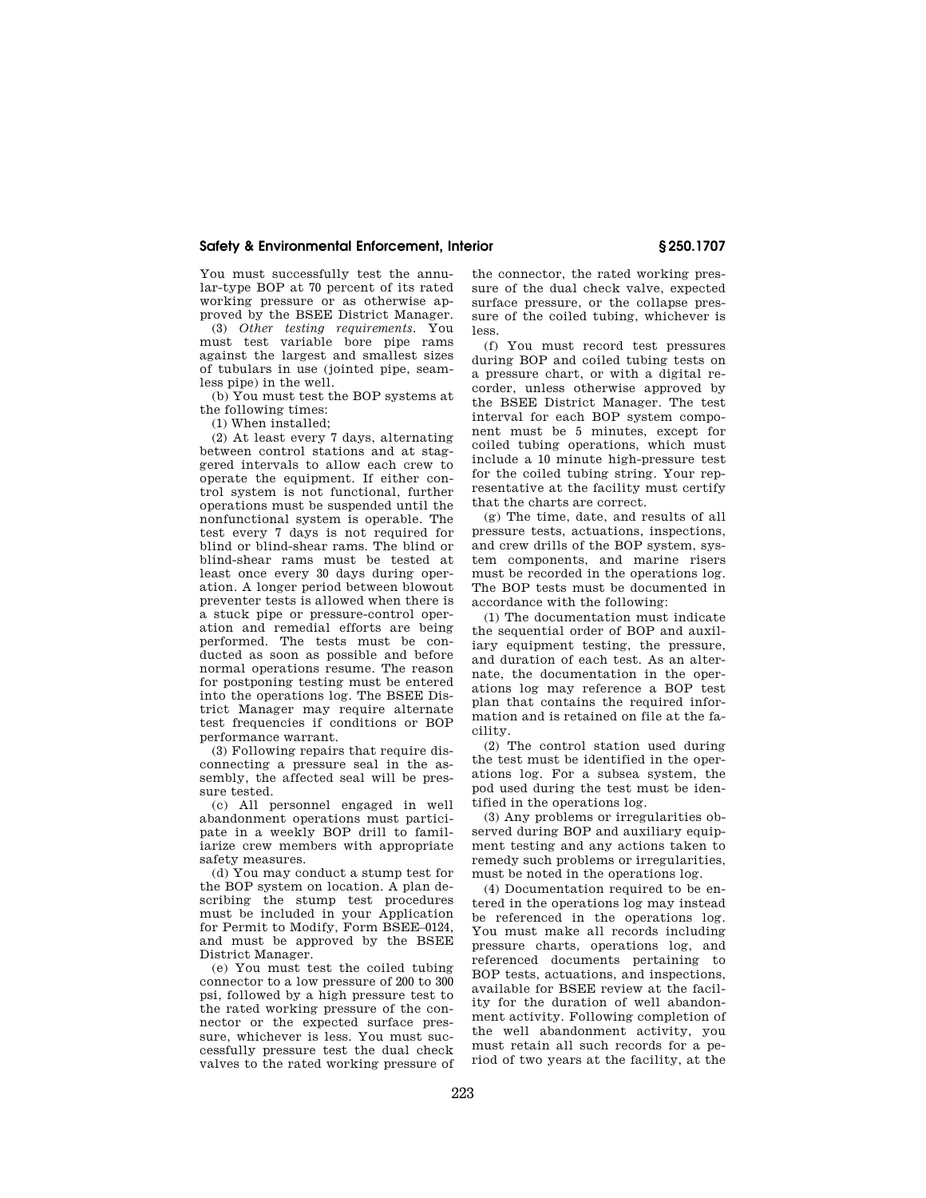You must successfully test the annular-type BOP at 70 percent of its rated working pressure or as otherwise approved by the BSEE District Manager.

(3) *Other testing requirements.* You must test variable bore pipe rams against the largest and smallest sizes of tubulars in use (jointed pipe, seamless pipe) in the well.

(b) You must test the BOP systems at the following times:

(1) When installed;

(2) At least every 7 days, alternating between control stations and at staggered intervals to allow each crew to operate the equipment. If either control system is not functional, further operations must be suspended until the nonfunctional system is operable. The test every 7 days is not required for blind or blind-shear rams. The blind or blind-shear rams must be tested at least once every 30 days during operation. A longer period between blowout preventer tests is allowed when there is a stuck pipe or pressure-control operation and remedial efforts are being performed. The tests must be conducted as soon as possible and before normal operations resume. The reason for postponing testing must be entered into the operations log. The BSEE District Manager may require alternate test frequencies if conditions or BOP performance warrant.

(3) Following repairs that require disconnecting a pressure seal in the assembly, the affected seal will be pressure tested.

(c) All personnel engaged in well abandonment operations must participate in a weekly BOP drill to familiarize crew members with appropriate safety measures.

(d) You may conduct a stump test for the BOP system on location. A plan describing the stump test procedures must be included in your Application for Permit to Modify, Form BSEE–0124, and must be approved by the BSEE District Manager.

(e) You must test the coiled tubing connector to a low pressure of 200 to 300 psi, followed by a high pressure test to the rated working pressure of the connector or the expected surface pressure, whichever is less. You must successfully pressure test the dual check valves to the rated working pressure of the connector, the rated working pressure of the dual check valve, expected surface pressure, or the collapse pressure of the coiled tubing, whichever is less.

(f) You must record test pressures during BOP and coiled tubing tests on a pressure chart, or with a digital recorder, unless otherwise approved by the BSEE District Manager. The test interval for each BOP system component must be 5 minutes, except for coiled tubing operations, which must include a 10 minute high-pressure test for the coiled tubing string. Your representative at the facility must certify that the charts are correct.

(g) The time, date, and results of all pressure tests, actuations, inspections, and crew drills of the BOP system, system components, and marine risers must be recorded in the operations log. The BOP tests must be documented in accordance with the following:

(1) The documentation must indicate the sequential order of BOP and auxiliary equipment testing, the pressure, and duration of each test. As an alternate, the documentation in the operations log may reference a BOP test plan that contains the required information and is retained on file at the facility.

(2) The control station used during the test must be identified in the operations log. For a subsea system, the pod used during the test must be identified in the operations log.

(3) Any problems or irregularities observed during BOP and auxiliary equipment testing and any actions taken to remedy such problems or irregularities, must be noted in the operations log.

(4) Documentation required to be entered in the operations log may instead be referenced in the operations log. You must make all records including pressure charts, operations log, and referenced documents pertaining to BOP tests, actuations, and inspections, available for BSEE review at the facility for the duration of well abandonment activity. Following completion of the well abandonment activity, you must retain all such records for a period of two years at the facility, at the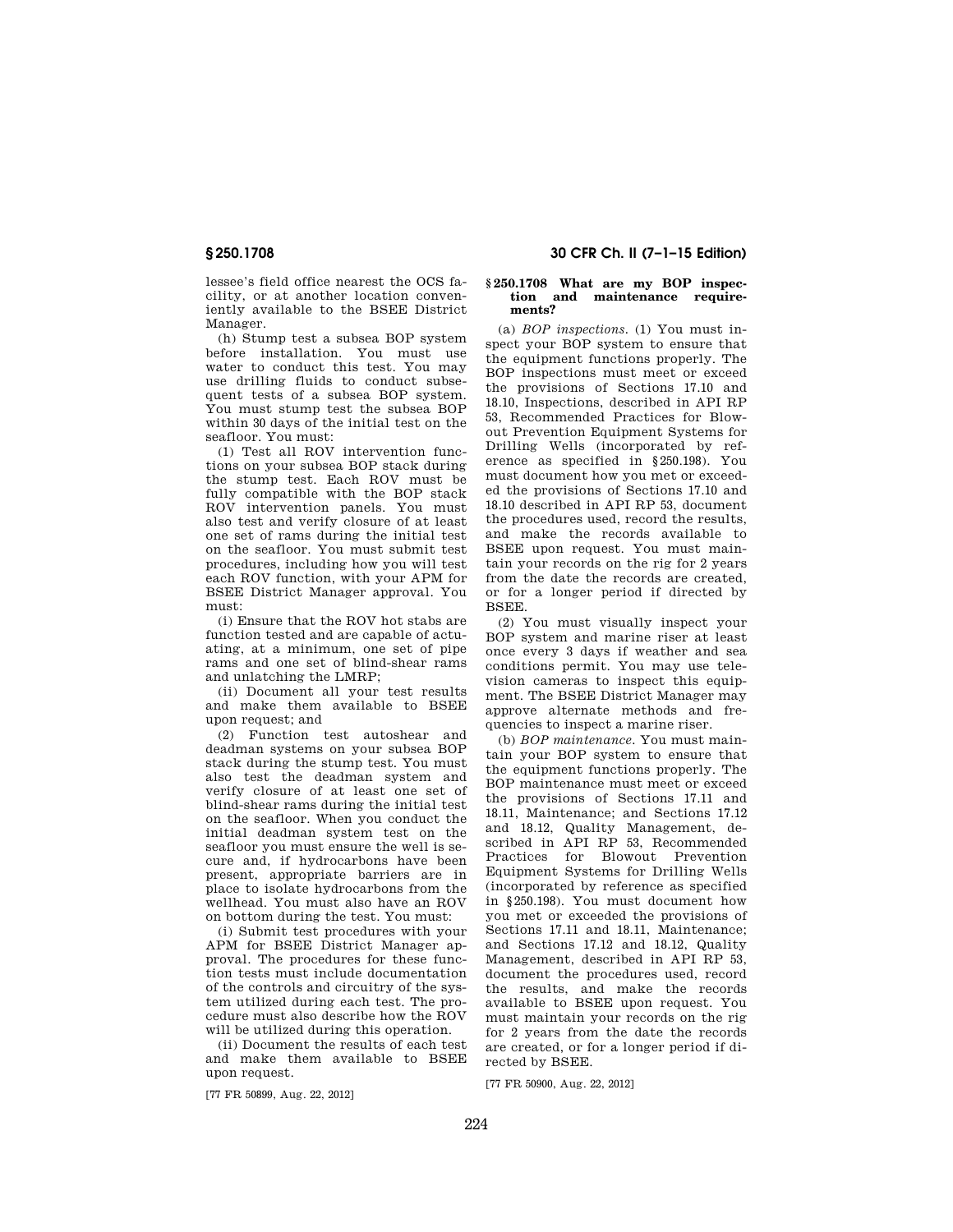lessee's field office nearest the OCS facility, or at another location conveniently available to the BSEE District Manager.

(h) Stump test a subsea BOP system before installation. You must use water to conduct this test. You may use drilling fluids to conduct subsequent tests of a subsea BOP system. You must stump test the subsea BOP within 30 days of the initial test on the seafloor. You must:

(1) Test all ROV intervention functions on your subsea BOP stack during the stump test. Each ROV must be fully compatible with the BOP stack ROV intervention panels. You must also test and verify closure of at least one set of rams during the initial test on the seafloor. You must submit test procedures, including how you will test each ROV function, with your APM for BSEE District Manager approval. You must:

(i) Ensure that the ROV hot stabs are function tested and are capable of actuating, at a minimum, one set of pipe rams and one set of blind-shear rams and unlatching the LMRP;

(ii) Document all your test results and make them available to BSEE upon request; and

(2) Function test autoshear and deadman systems on your subsea BOP stack during the stump test. You must also test the deadman system and verify closure of at least one set of blind-shear rams during the initial test on the seafloor. When you conduct the initial deadman system test on the seafloor you must ensure the well is secure and, if hydrocarbons have been present, appropriate barriers are in place to isolate hydrocarbons from the wellhead. You must also have an ROV on bottom during the test. You must:

(i) Submit test procedures with your APM for BSEE District Manager approval. The procedures for these function tests must include documentation of the controls and circuitry of the system utilized during each test. The procedure must also describe how the ROV will be utilized during this operation.

(ii) Document the results of each test and make them available to BSEE upon request.

[77 FR 50899, Aug. 22, 2012]

### § 250.1708 What are my BOP inspection and maintenance requirements?

(a) *BOP inspections.* (1) You must inspect your BOP system to ensure that the equipment functions properly. The BOP inspections must meet or exceed the provisions of Sections 17.10 and 18.10, Inspections, described in API RP 53, Recommended Practices for Blowout Prevention Equipment Systems for Drilling Wells (incorporated by reference as specified in §250.198). You must document how you met or exceeded the provisions of Sections 17.10 and 18.10 described in API RP 53, document the procedures used, record the results, and make the records available to BSEE upon request. You must maintain your records on the rig for 2 years from the date the records are created, or for a longer period if directed by BSEE.

(2) You must visually inspect your BOP system and marine riser at least once every 3 days if weather and sea conditions permit. You may use television cameras to inspect this equipment. The BSEE District Manager may approve alternate methods and frequencies to inspect a marine riser.

(b) *BOP maintenance.* You must maintain your BOP system to ensure that the equipment functions properly. The BOP maintenance must meet or exceed the provisions of Sections 17.11 and 18.11, Maintenance; and Sections 17.12 and 18.12, Quality Management, described in API RP 53, Recommended Practices for Blowout Prevention Equipment Systems for Drilling Wells (incorporated by reference as specified in §250.198). You must document how you met or exceeded the provisions of Sections 17.11 and 18.11, Maintenance; and Sections 17.12 and 18.12, Quality Management, described in API RP 53, document the procedures used, record the results, and make the records available to BSEE upon request. You must maintain your records on the rig for 2 years from the date the records are created, or for a longer period if directed by BSEE.

[77 FR 50900, Aug. 22, 2012]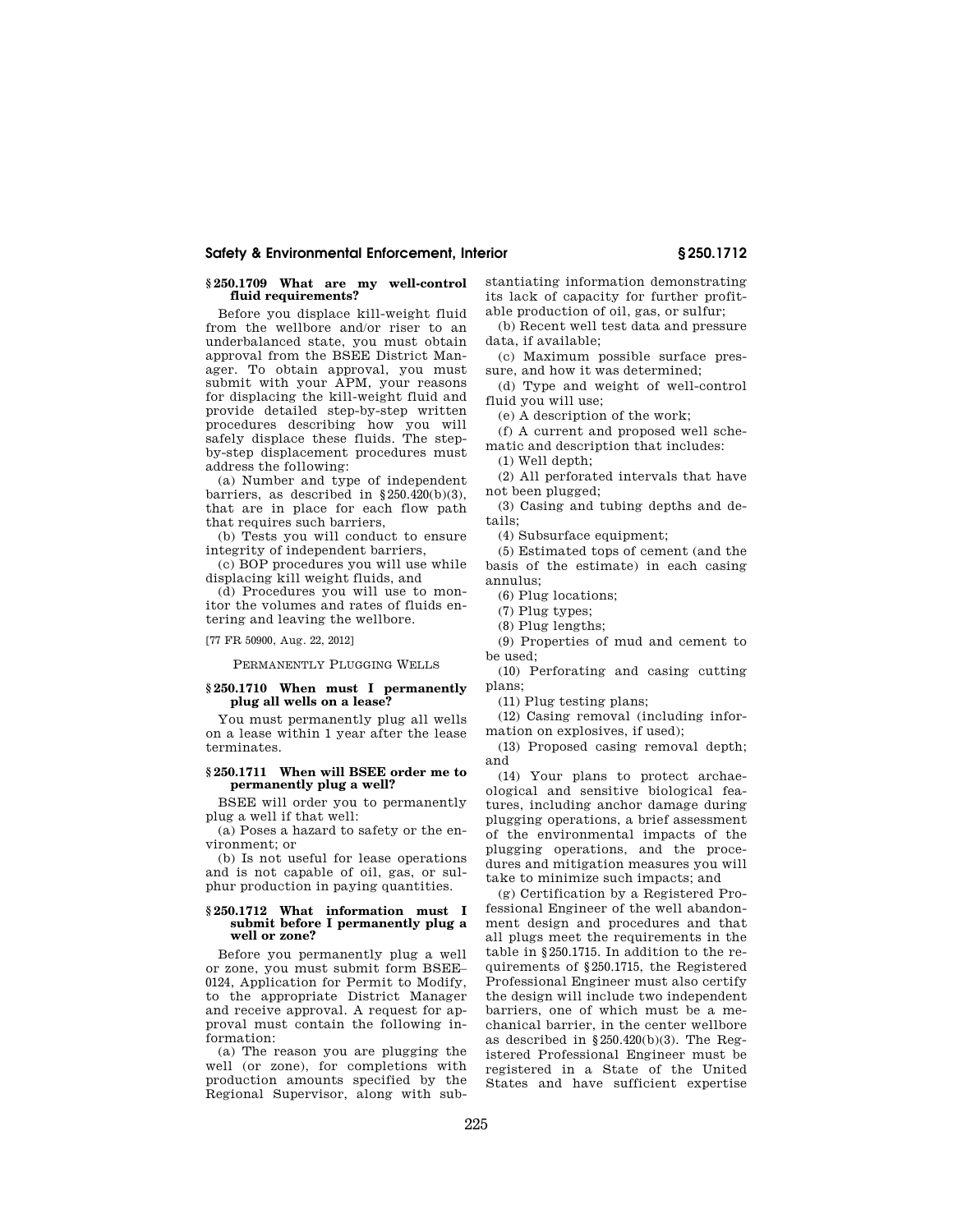### § 250.1709 What are my well-control fluid requirements?

Before you displace kill-weight fluid from the wellbore and/or riser to an underbalanced state, you must obtain approval from the BSEE District Manager. To obtain approval, you must submit with your APM, your reasons for displacing the kill-weight fluid and provide detailed step-by-step written procedures describing how you will safely displace these fluids. The step-by-step displacement procedures must address the following:

(a) Number and type of independent barriers, as described in §250.420(b)(3), that are in place for each flow path that requires such barriers,

(b) Tests you will conduct to ensure integrity of independent barriers,

(c) BOP procedures you will use while displacing kill weight fluids, and

(d) Procedures you will use to monitor the volumes and rates of fluids entering and leaving the wellbore.

[77 FR 50900, Aug. 22, 2012]

## PERMANENTLY PLUGGING WELLS

### § 250.1710 When must I permanently plug all wells on a lease?

You must permanently plug all wells on a lease within 1 year after the lease terminates.

### § 250.1711 When will BSEE order me to permanently plug a well?

BSEE will order you to permanently plug a well if that well:

(a) Poses a hazard to safety or the environment; or

(b) Is not useful for lease operations and is not capable of oil, gas, or sulphur production in paying quantities.

### § 250.1712 What information must I submit before I permanently plug a well or zone?

Before you permanently plug a well or zone, you must submit form BSEE–0124, Application for Permit to Modify, to the appropriate District Manager and receive approval. A request for approval must contain the following information:

(a) The reason you are plugging the well (or zone), for completions with production amounts specified by the Regional Supervisor, along with substantiating information demonstrating its lack of capacity for further profitable production of oil, gas, or sulfur;

(b) Recent well test data and pressure data, if available;

(c) Maximum possible surface pressure, and how it was determined;

(d) Type and weight of well-control fluid you will use;

(e) A description of the work;

(f) A current and proposed well schematic and description that includes:

(1) Well depth;

(2) All perforated intervals that have not been plugged;

(3) Casing and tubing depths and details;

(4) Subsurface equipment;

(5) Estimated tops of cement (and the basis of the estimate) in each casing annulus;

(6) Plug locations;

(7) Plug types;

(8) Plug lengths;

(9) Properties of mud and cement to be used;

(10) Perforating and casing cutting plans;

(11) Plug testing plans;

(12) Casing removal (including information on explosives, if used);

(13) Proposed casing removal depth; and

(14) Your plans to protect archaeological and sensitive biological features, including anchor damage during plugging operations, a brief assessment of the environmental impacts of the plugging operations, and the procedures and mitigation measures you will take to minimize such impacts; and

(g) Certification by a Registered Professional Engineer of the well abandonment design and procedures and that all plugs meet the requirements in the table in §250.1715. In addition to the requirements of §250.1715, the Registered Professional Engineer must also certify the design will include two independent barriers, one of which must be a mechanical barrier, in the center wellbore as described in §250.420(b)(3). The Registered Professional Engineer must be registered in a State of the United States and have sufficient expertise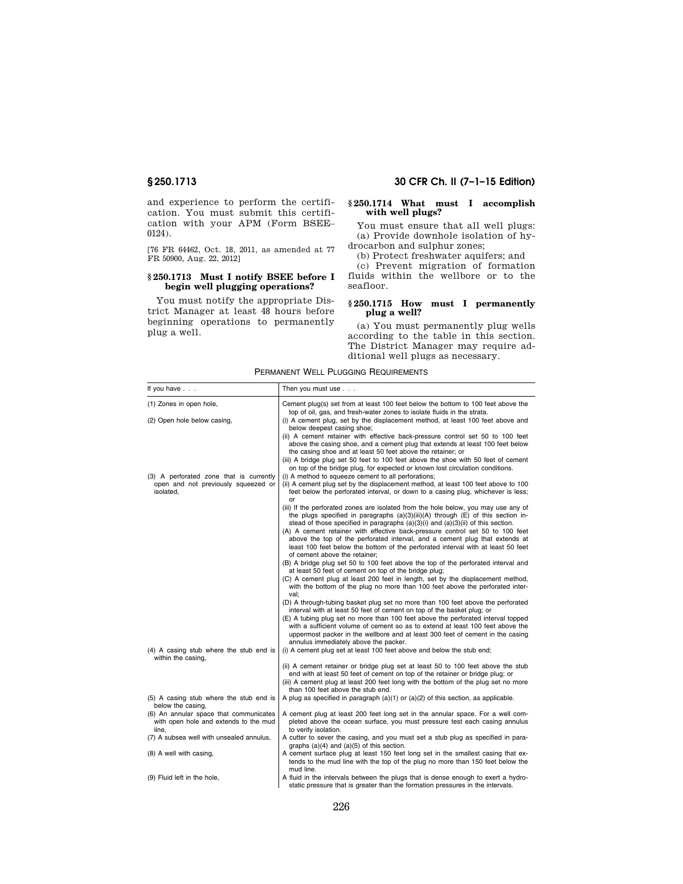and experience to perform the certification. You must submit this certification with your APM (Form BSEE–0124).

[76 FR 64462, Oct. 18, 2011, as amended at 77 FR 50900, Aug. 22, 2012]

### § 250.1713 Must I notify BSEE before I begin well plugging operations?

You must notify the appropriate District Manager at least 48 hours before beginning operations to permanently plug a well.

### § 250.1714 What must I accomplish with well plugs?

You must ensure that all well plugs:

(a) Provide downhole isolation of hydrocarbon and sulphur zones;

(b) Protect freshwater aquifers; and

(c) Prevent migration of formation fluids within the wellbore or to the seafloor.

### § 250.1715 How must I permanently plug a well?

(a) You must permanently plug wells according to the table in this section. The District Manager may require additional well plugs as necessary.

PERMANENT WELL PLUGGING REQUIREMENTS

| If you have . . . | Then you must use . . . |
|---|---|
| (1) Zones in open hole, | Cement plug(s) set from at least 100 feet below the bottom to 100 feet above the top of oil, gas, and fresh-water zones to isolate fluids in the strata. |
| (2) Open hole below casing, | (i) A cement plug, set by the displacement method, at least 100 feet above and below deepest casing shoe;<br>(ii) A cement retainer with effective back-pressure control set 50 to 100 feet above the casing shoe, and a cement plug that extends at least 100 feet below the casing shoe and at least 50 feet above the retainer; or<br>(iii) A bridge plug set 50 feet to 100 feet above the shoe with 50 feet of cement on top of the bridge plug, for expected or known lost circulation conditions. |
| (3) A perforated zone that is currently open and not previously squeezed or isolated, | (i) A method to squeeze cement to all perforations;<br>(ii) A cement plug set by the displacement method, at least 100 feet above to 100 feet below the perforated interval, or down to a casing plug, whichever is less; or<br>(iii) If the perforated zones are isolated from the hole below, you may use any of the plugs specified in paragraphs (a)(3)(iii)(A) through (E) of this section instead of those specified in paragraphs (a)(3)(i) and (a)(3)(ii) of this section.<br>(A) A cement retainer with effective back-pressure control set 50 to 100 feet above the top of the perforated interval, and a cement plug that extends at least 100 feet below the bottom of the perforated interval with at least 50 feet of cement above the retainer;<br>(B) A bridge plug set 50 to 100 feet above the top of the perforated interval and at least 50 feet of cement on top of the bridge plug;<br>(C) A cement plug at least 200 feet in length, set by the displacement method, with the bottom of the plug no more than 100 feet above the perforated interval;<br>(D) A through-tubing basket plug set no more than 100 feet above the perforated interval with at least 50 feet of cement on top of the basket plug; or<br>(E) A tubing plug set no more than 100 feet above the perforated interval topped with a sufficient volume of cement so as to extend at least 100 feet above the uppermost packer in the wellbore and at least 300 feet of cement in the casing annulus immediately above the packer. |
| (4) A casing stub where the stub end is within the casing, | (i) A cement plug set at least 100 feet above and below the stub end;<br>(ii) A cement retainer or bridge plug set at least 50 to 100 feet above the stub end with at least 50 feet of cement on top of the retainer or bridge plug; or<br>(iii) A cement plug at least 200 feet long with the bottom of the plug set no more than 100 feet above the stub end. |
| (5) A casing stub where the stub end is below the casing, | A plug as specified in paragraph (a)(1) or (a)(2) of this section, as applicable. |
| (6) An annular space that communicates with open hole and extends to the mud line, | A cement plug at least 200 feet long set in the annular space. For a well completed above the ocean surface, you must pressure test each casing annulus to verify isolation. |
| (7) A subsea well with unsealed annulus, | A cutter to sever the casing, and you must set a stub plug as specified in paragraphs (a)(4) and (a)(5) of this section. |
| (8) A well with casing, | A cement surface plug at least 150 feet long set in the smallest casing that extends to the mud line with the top of the plug no more than 150 feet below the mud line. |
| (9) Fluid left in the hole, | A fluid in the intervals between the plugs that is dense enough to exert a hydrostatic pressure that is greater than the formation pressures in the intervals. |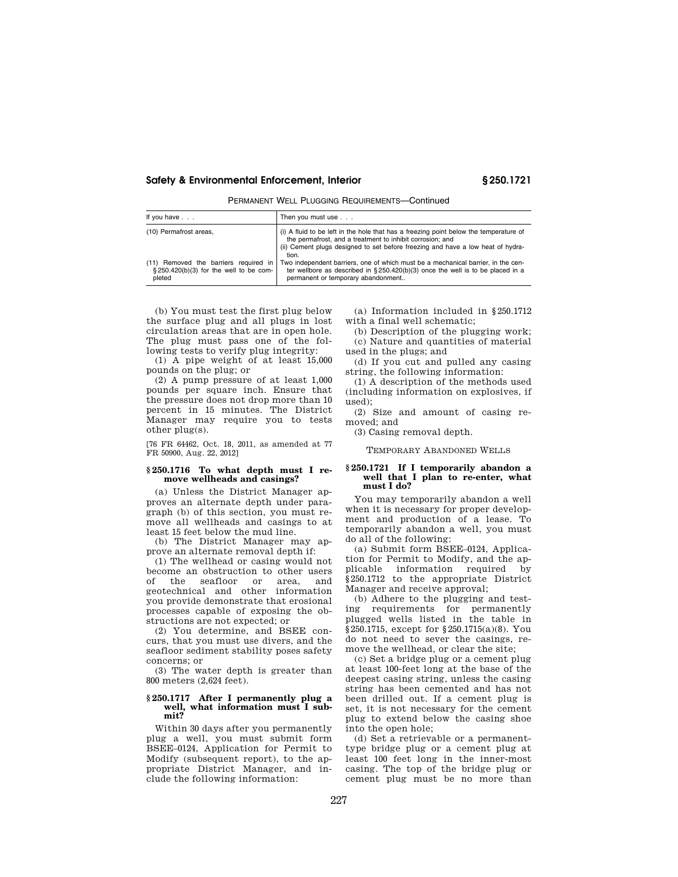PERMANENT WELL PLUGGING REQUIREMENTS—Continued

| If you have . . . | Then you must use . . . |
| --- | --- |
| (10) Permafrost areas, | (i) A fluid to be left in the hole that has a freezing point below the temperature of the permafrost, and a treatment to inhibit corrosion; and<br>(ii) Cement plugs designed to set before freezing and have a low heat of hydration. |
| (11) Removed the barriers required in §250.420(b)(3) for the well to be completed | Two independent barriers, one of which must be a mechanical barrier, in the center wellbore as described in §250.420(b)(3) once the well is to be placed in a permanent or temporary abandonment.. |

(b) You must test the first plug below the surface plug and all plugs in lost circulation areas that are in open hole. The plug must pass one of the following tests to verify plug integrity:

(1) A pipe weight of at least 15,000 pounds on the plug; or

(2) A pump pressure of at least 1,000 pounds per square inch. Ensure that the pressure does not drop more than 10 percent in 15 minutes. The District Manager may require you to tests other plug(s).

[76 FR 64462, Oct. 18, 2011, as amended at 77 FR 50900, Aug. 22, 2012]

### § 250.1716 To what depth must I remove wellheads and casings?

(a) Unless the District Manager approves an alternate depth under paragraph (b) of this section, you must remove all wellheads and casings to at least 15 feet below the mud line.

(b) The District Manager may approve an alternate removal depth if:

(1) The wellhead or casing would not become an obstruction to other users of the seafloor or area, and geotechnical and other information you provide demonstrate that erosional processes capable of exposing the obstructions are not expected; or

(2) You determine, and BSEE concurs, that you must use divers, and the seafloor sediment stability poses safety concerns; or

(3) The water depth is greater than 800 meters (2,624 feet).

### § 250.1717 After I permanently plug a well, what information must I submit?

Within 30 days after you permanently plug a well, you must submit form BSEE–0124, Application for Permit to Modify (subsequent report), to the appropriate District Manager, and include the following information:

(a) Information included in §250.1712 with a final well schematic;

(b) Description of the plugging work;

(c) Nature and quantities of material used in the plugs; and

(d) If you cut and pulled any casing string, the following information:

(1) A description of the methods used (including information on explosives, if used);

(2) Size and amount of casing removed; and

(3) Casing removal depth.

## TEMPORARY ABANDONED WELLS

### § 250.1721 If I temporarily abandon a well that I plan to re-enter, what must I do?

You may temporarily abandon a well when it is necessary for proper development and production of a lease. To temporarily abandon a well, you must do all of the following:

(a) Submit form BSEE–0124, Application for Permit to Modify, and the applicable information required by §250.1712 to the appropriate District Manager and receive approval;

(b) Adhere to the plugging and testing requirements for permanently plugged wells listed in the table in §250.1715, except for §250.1715(a)(8). You do not need to sever the casings, remove the wellhead, or clear the site;

(c) Set a bridge plug or a cement plug at least 100-feet long at the base of the deepest casing string, unless the casing string has been cemented and has not been drilled out. If a cement plug is set, it is not necessary for the cement plug to extend below the casing shoe into the open hole;

(d) Set a retrievable or a permanent-type bridge plug or a cement plug at least 100 feet long in the inner-most casing. The top of the bridge plug or cement plug must be no more than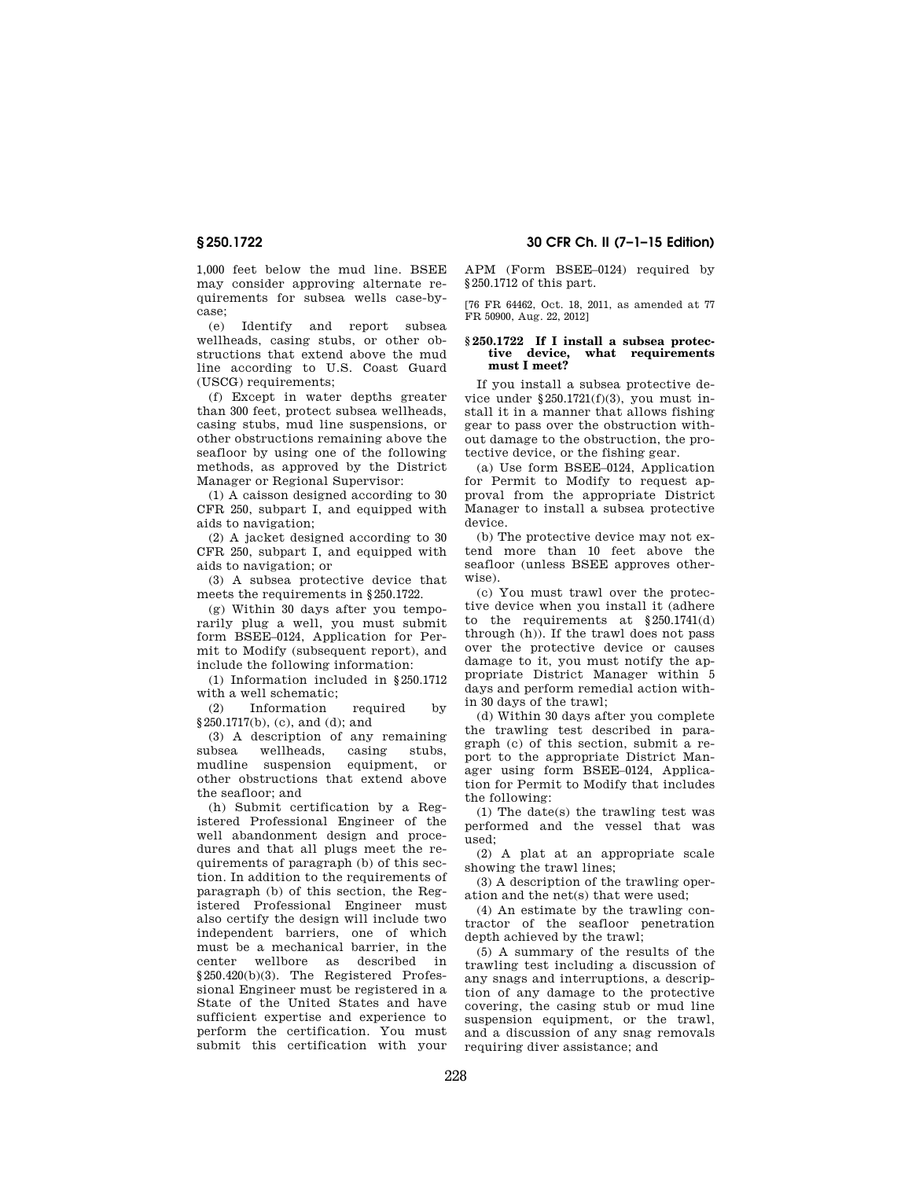1,000 feet below the mud line. BSEE may consider approving alternate requirements for subsea wells case-by-case;

(e) Identify and report subsea wellheads, casing stubs, or other obstructions that extend above the mud line according to U.S. Coast Guard (USCG) requirements;

(f) Except in water depths greater than 300 feet, protect subsea wellheads, casing stubs, mud line suspensions, or other obstructions remaining above the seafloor by using one of the following methods, as approved by the District Manager or Regional Supervisor:

(1) A caisson designed according to 30 CFR 250, subpart I, and equipped with aids to navigation;

(2) A jacket designed according to 30 CFR 250, subpart I, and equipped with aids to navigation; or

(3) A subsea protective device that meets the requirements in §250.1722.

(g) Within 30 days after you temporarily plug a well, you must submit form BSEE–0124, Application for Permit to Modify (subsequent report), and include the following information:

(1) Information included in §250.1712 with a well schematic;

(2) Information required by §250.1717(b), (c), and (d); and

(3) A description of any remaining subsea wellheads, casing stubs, mudline suspension equipment, or other obstructions that extend above the seafloor; and

(h) Submit certification by a Registered Professional Engineer of the well abandonment design and procedures and that all plugs meet the requirements of paragraph (b) of this section. In addition to the requirements of paragraph (b) of this section, the Registered Professional Engineer must also certify the design will include two independent barriers, one of which must be a mechanical barrier, in the center wellbore as described in §250.420(b)(3). The Registered Professional Engineer must be registered in a State of the United States and have sufficient expertise and experience to perform the certification. You must submit this certification with your APM (Form BSEE–0124) required by §250.1712 of this part.

[76 FR 64462, Oct. 18, 2011, as amended at 77 FR 50900, Aug. 22, 2012]

### §250.1722 If I install a subsea protective device, what requirements must I meet?

If you install a subsea protective device under §250.1721(f)(3), you must install it in a manner that allows fishing gear to pass over the obstruction without damage to the obstruction, the protective device, or the fishing gear.

(a) Use form BSEE–0124, Application for Permit to Modify to request approval from the appropriate District Manager to install a subsea protective device.

(b) The protective device may not extend more than 10 feet above the seafloor (unless BSEE approves otherwise).

(c) You must trawl over the protective device when you install it (adhere to the requirements at §250.1741(d) through (h)). If the trawl does not pass over the protective device or causes damage to it, you must notify the appropriate District Manager within 5 days and perform remedial action within 30 days of the trawl;

(d) Within 30 days after you complete the trawling test described in paragraph (c) of this section, submit a report to the appropriate District Manager using form BSEE–0124, Application for Permit to Modify that includes the following:

(1) The date(s) the trawling test was performed and the vessel that was used;

(2) A plat at an appropriate scale showing the trawl lines;

(3) A description of the trawling operation and the net(s) that were used;

(4) An estimate by the trawling contractor of the seafloor penetration depth achieved by the trawl;

(5) A summary of the results of the trawling test including a discussion of any snags and interruptions, a description of any damage to the protective covering, the casing stub or mud line suspension equipment, or the trawl, and a discussion of any snag removals requiring diver assistance; and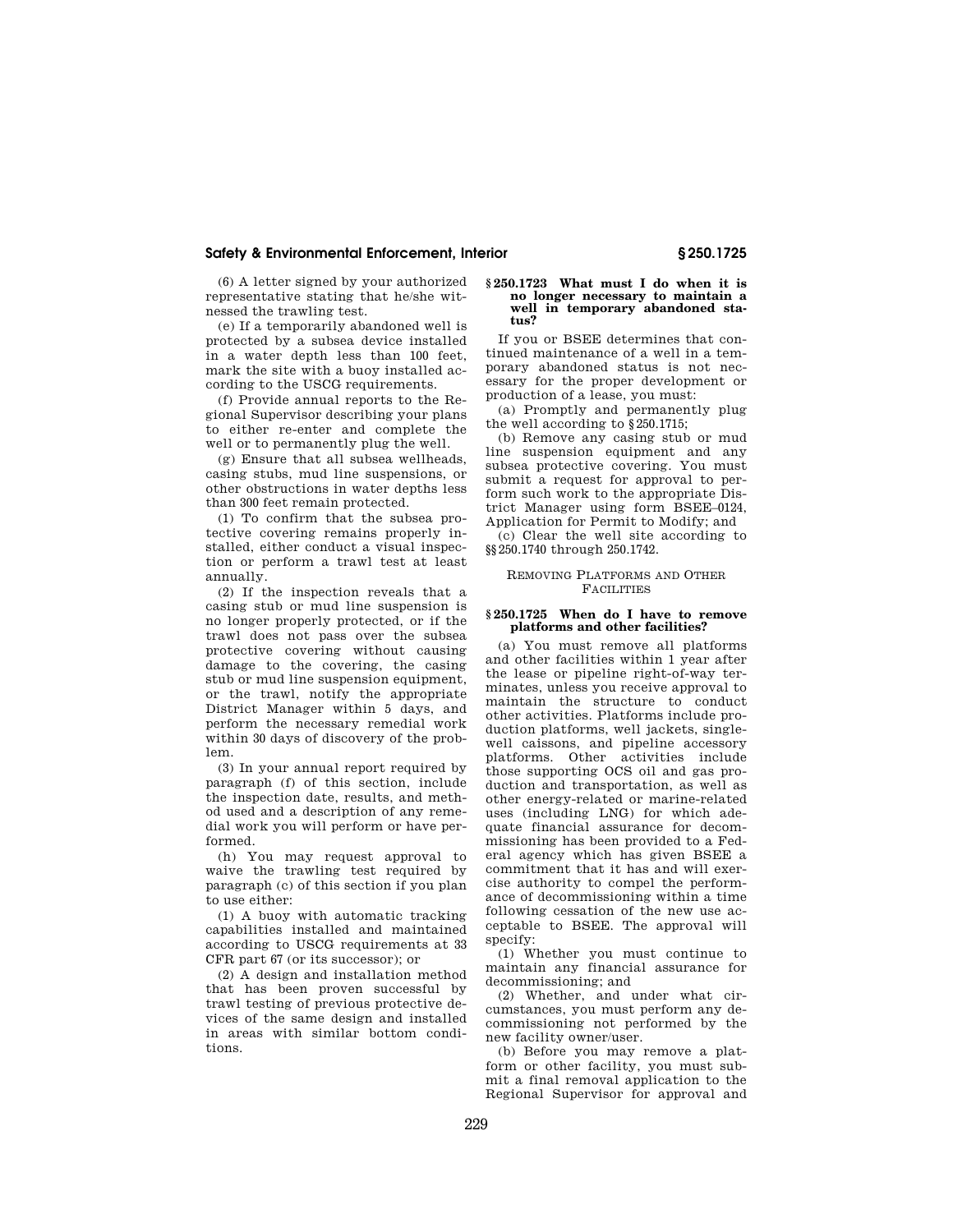(6) A letter signed by your authorized representative stating that he/she witnessed the trawling test.

(e) If a temporarily abandoned well is protected by a subsea device installed in a water depth less than 100 feet, mark the site with a buoy installed according to the USCG requirements.

(f) Provide annual reports to the Regional Supervisor describing your plans to either re-enter and complete the well or to permanently plug the well.

(g) Ensure that all subsea wellheads, casing stubs, mud line suspensions, or other obstructions in water depths less than 300 feet remain protected.

(1) To confirm that the subsea protective covering remains properly installed, either conduct a visual inspection or perform a trawl test at least annually.

(2) If the inspection reveals that a casing stub or mud line suspension is no longer properly protected, or if the trawl does not pass over the subsea protective covering without causing damage to the covering, the casing stub or mud line suspension equipment, or the trawl, notify the appropriate District Manager within 5 days, and perform the necessary remedial work within 30 days of discovery of the problem.

(3) In your annual report required by paragraph (f) of this section, include the inspection date, results, and method used and a description of any remedial work you will perform or have performed.

(h) You may request approval to waive the trawling test required by paragraph (c) of this section if you plan to use either:

(1) A buoy with automatic tracking capabilities installed and maintained according to USCG requirements at 33 CFR part 67 (or its successor); or

(2) A design and installation method that has been proven successful by trawl testing of previous protective devices of the same design and installed in areas with similar bottom conditions.

### § 250.1723 What must I do when it is no longer necessary to maintain a well in temporary abandoned status?

If you or BSEE determines that continued maintenance of a well in a temporary abandoned status is not necessary for the proper development or production of a lease, you must:

(a) Promptly and permanently plug the well according to § 250.1715;

(b) Remove any casing stub or mud line suspension equipment and any subsea protective covering. You must submit a request for approval to perform such work to the appropriate District Manager using form BSEE–0124, Application for Permit to Modify; and

(c) Clear the well site according to §§ 250.1740 through 250.1742.

## REMOVING PLATFORMS AND OTHER FACILITIES

### § 250.1725 When do I have to remove platforms and other facilities?

(a) You must remove all platforms and other facilities within 1 year after the lease or pipeline right-of-way terminates, unless you receive approval to maintain the structure to conduct other activities. Platforms include production platforms, well jackets, single-well caissons, and pipeline accessory platforms. Other activities include those supporting OCS oil and gas production and transportation, as well as other energy-related or marine-related uses (including LNG) for which adequate financial assurance for decommissioning has been provided to a Federal agency which has given BSEE a commitment that it has and will exercise authority to compel the performance of decommissioning within a time following cessation of the new use acceptable to BSEE. The approval will specify:

(1) Whether you must continue to maintain any financial assurance for decommissioning; and

(2) Whether, and under what circumstances, you must perform any decommissioning not performed by the new facility owner/user.

(b) Before you may remove a platform or other facility, you must submit a final removal application to the Regional Supervisor for approval and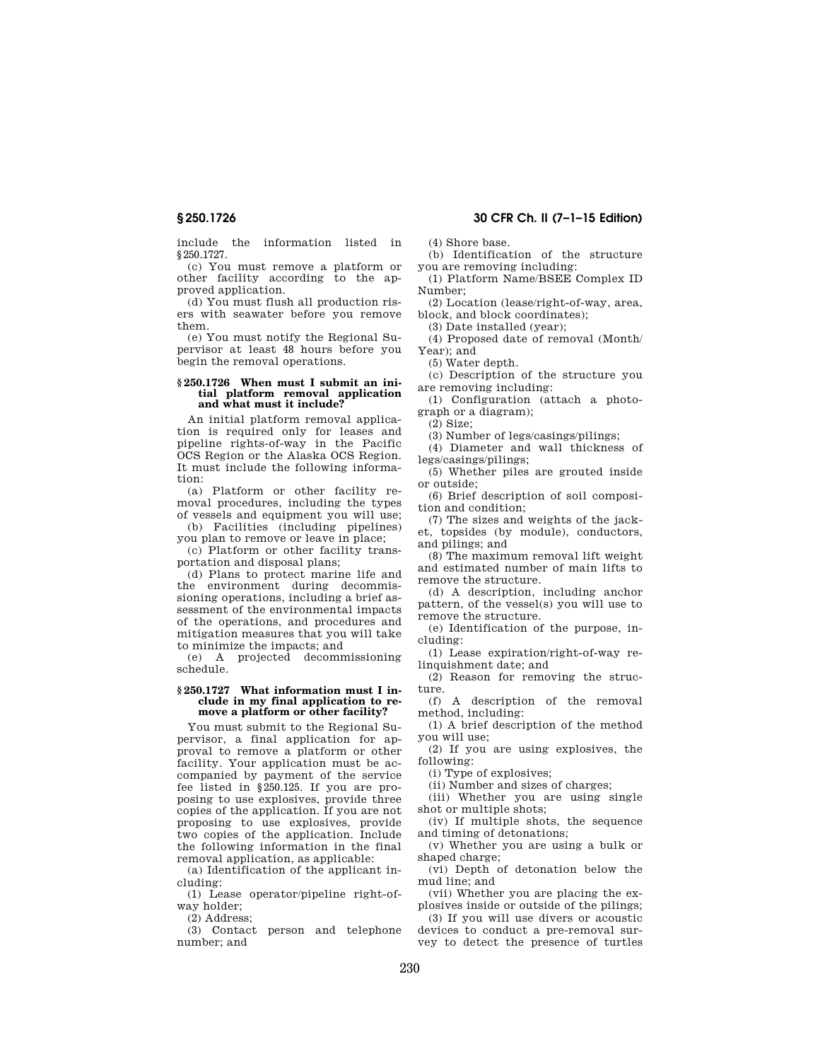include the information listed in §250.1727.

(c) You must remove a platform or other facility according to the approved application.

(d) You must flush all production risers with seawater before you remove them.

(e) You must notify the Regional Supervisor at least 48 hours before you begin the removal operations.

### §250.1726 When must I submit an initial platform removal application and what must it include?

An initial platform removal application is required only for leases and pipeline rights-of-way in the Pacific OCS Region or the Alaska OCS Region. It must include the following information:

(a) Platform or other facility removal procedures, including the types of vessels and equipment you will use;

(b) Facilities (including pipelines) you plan to remove or leave in place;

(c) Platform or other facility transportation and disposal plans;

(d) Plans to protect marine life and the environment during decommissioning operations, including a brief assessment of the environmental impacts of the operations, and procedures and mitigation measures that you will take to minimize the impacts; and

(e) A projected decommissioning schedule.

### §250.1727 What information must I include in my final application to remove a platform or other facility?

You must submit to the Regional Supervisor, a final application for approval to remove a platform or other facility. Your application must be accompanied by payment of the service fee listed in §250.125. If you are proposing to use explosives, provide three copies of the application. If you are not proposing to use explosives, provide two copies of the application. Include the following information in the final removal application, as applicable:

(a) Identification of the applicant including:

(1) Lease operator/pipeline right-of-way holder;

(2) Address;

(3) Contact person and telephone number; and

(4) Shore base.

(b) Identification of the structure you are removing including:

(1) Platform Name/BSEE Complex ID Number;

(2) Location (lease/right-of-way, area, block, and block coordinates);

(3) Date installed (year);

(4) Proposed date of removal (Month/Year); and

(5) Water depth.

(c) Description of the structure you are removing including:

(1) Configuration (attach a photograph or a diagram);

(2) Size;

(3) Number of legs/casings/pilings;

(4) Diameter and wall thickness of legs/casings/pilings;

(5) Whether piles are grouted inside or outside;

(6) Brief description of soil composition and condition;

(7) The sizes and weights of the jacket, topsides (by module), conductors, and pilings; and

(8) The maximum removal lift weight and estimated number of main lifts to remove the structure.

(d) A description, including anchor pattern, of the vessel(s) you will use to remove the structure.

(e) Identification of the purpose, including:

(1) Lease expiration/right-of-way relinquishment date; and

(2) Reason for removing the structure.

(f) A description of the removal method, including:

(1) A brief description of the method you will use;

(2) If you are using explosives, the following:

(i) Type of explosives;

(ii) Number and sizes of charges;

(iii) Whether you are using single shot or multiple shots;

(iv) If multiple shots, the sequence and timing of detonations;

(v) Whether you are using a bulk or shaped charge;

(vi) Depth of detonation below the mud line; and

(vii) Whether you are placing the explosives inside or outside of the pilings;

(3) If you will use divers or acoustic devices to conduct a pre-removal survey to detect the presence of turtles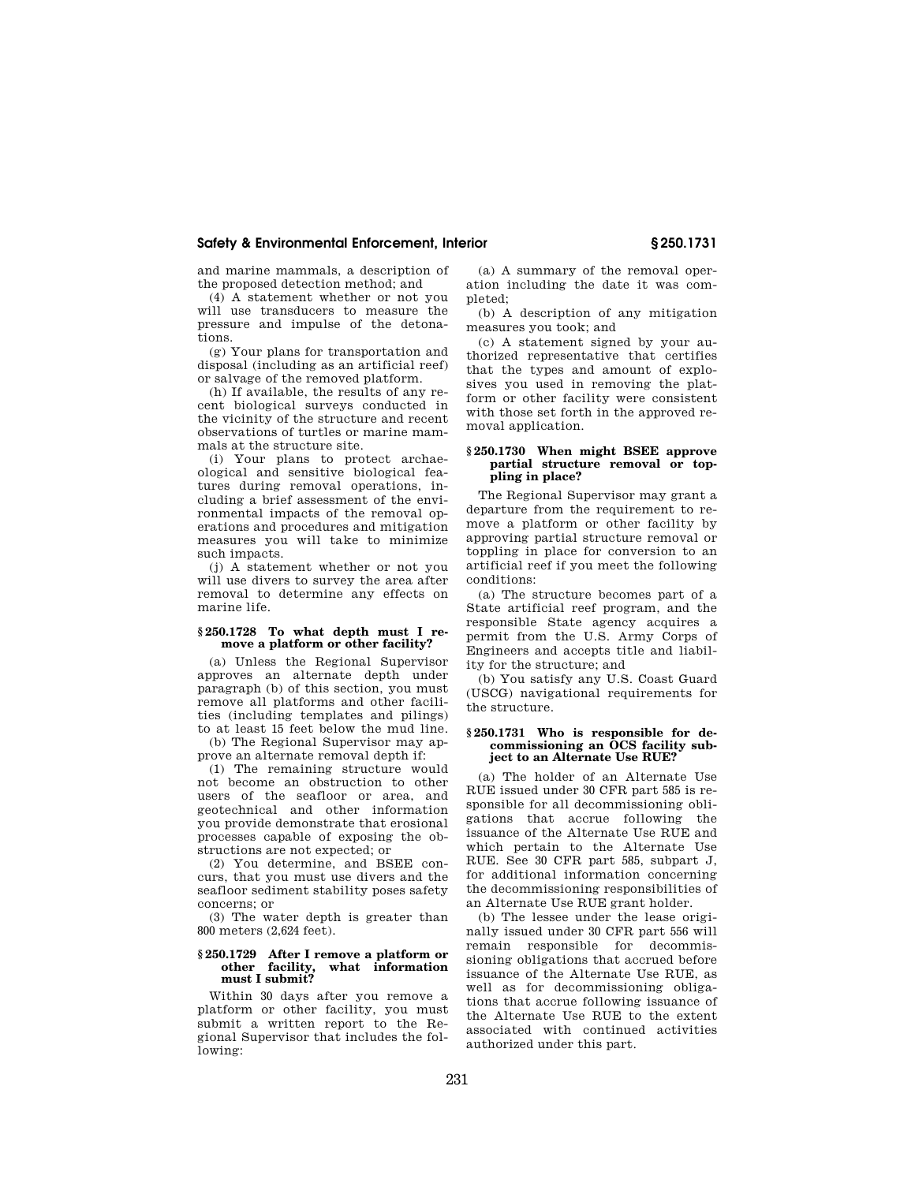and marine mammals, a description of the proposed detection method; and

(4) A statement whether or not you will use transducers to measure the pressure and impulse of the detonations.

(g) Your plans for transportation and disposal (including as an artificial reef) or salvage of the removed platform.

(h) If available, the results of any recent biological surveys conducted in the vicinity of the structure and recent observations of turtles or marine mammals at the structure site.

(i) Your plans to protect archaeological and sensitive biological features during removal operations, including a brief assessment of the environmental impacts of the removal operations and procedures and mitigation measures you will take to minimize such impacts.

(j) A statement whether or not you will use divers to survey the area after removal to determine any effects on marine life.

#### § 250.1728 To what depth must I remove a platform or other facility?

(a) Unless the Regional Supervisor approves an alternate depth under paragraph (b) of this section, you must remove all platforms and other facilities (including templates and pilings) to at least 15 feet below the mud line.

(b) The Regional Supervisor may approve an alternate removal depth if:

(1) The remaining structure would not become an obstruction to other users of the seafloor or area, and geotechnical and other information you provide demonstrate that erosional processes capable of exposing the obstructions are not expected; or

(2) You determine, and BSEE concurs, that you must use divers and the seafloor sediment stability poses safety concerns; or

(3) The water depth is greater than 800 meters (2,624 feet).

#### § 250.1729 After I remove a platform or other facility, what information must I submit?

Within 30 days after you remove a platform or other facility, you must submit a written report to the Regional Supervisor that includes the following:

(a) A summary of the removal operation including the date it was completed;

(b) A description of any mitigation measures you took; and

(c) A statement signed by your authorized representative that certifies that the types and amount of explosives you used in removing the platform or other facility were consistent with those set forth in the approved removal application.

#### § 250.1730 When might BSEE approve partial structure removal or toppling in place?

The Regional Supervisor may grant a departure from the requirement to remove a platform or other facility by approving partial structure removal or toppling in place for conversion to an artificial reef if you meet the following conditions:

(a) The structure becomes part of a State artificial reef program, and the responsible State agency acquires a permit from the U.S. Army Corps of Engineers and accepts title and liability for the structure; and

(b) You satisfy any U.S. Coast Guard (USCG) navigational requirements for the structure.

#### § 250.1731 Who is responsible for decommissioning an OCS facility subject to an Alternate Use RUE?

(a) The holder of an Alternate Use RUE issued under 30 CFR part 585 is responsible for all decommissioning obligations that accrue following the issuance of the Alternate Use RUE and which pertain to the Alternate Use RUE. See 30 CFR part 585, subpart J, for additional information concerning the decommissioning responsibilities of an Alternate Use RUE grant holder.

(b) The lessee under the lease originally issued under 30 CFR part 556 will remain responsible for decommissioning obligations that accrued before issuance of the Alternate Use RUE, as well as for decommissioning obligations that accrue following issuance of the Alternate Use RUE to the extent associated with continued activities authorized under this part.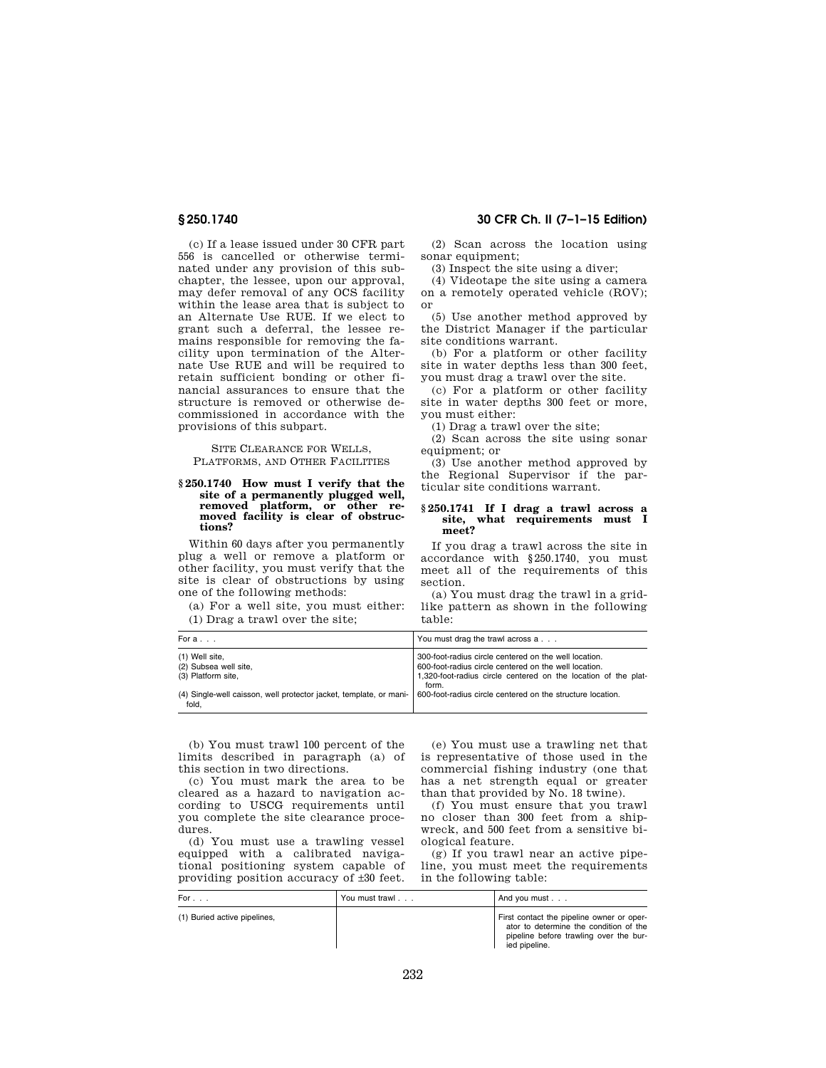(c) If a lease issued under 30 CFR part 556 is cancelled or otherwise terminated under any provision of this subchapter, the lessee, upon our approval, may defer removal of any OCS facility within the lease area that is subject to an Alternate Use RUE. If we elect to grant such a deferral, the lessee remains responsible for removing the facility upon termination of the Alternate Use RUE and will be required to retain sufficient bonding or other financial assurances to ensure that the structure is removed or otherwise decommissioned in accordance with the provisions of this subpart.

SITE CLEARANCE FOR WELLS, PLATFORMS, AND OTHER FACILITIES

### § 250.1740 How must I verify that the site of a permanently plugged well, removed platform, or other removed facility is clear of obstructions?

Within 60 days after you permanently plug a well or remove a platform or other facility, you must verify that the site is clear of obstructions by using one of the following methods:

(a) For a well site, you must either:

(1) Drag a trawl over the site;

(2) Scan across the location using sonar equipment;

(3) Inspect the site using a diver;

(4) Videotape the site using a camera on a remotely operated vehicle (ROV); or

(5) Use another method approved by the District Manager if the particular site conditions warrant.

(b) For a platform or other facility site in water depths less than 300 feet, you must drag a trawl over the site.

(c) For a platform or other facility site in water depths 300 feet or more, you must either:

(1) Drag a trawl over the site;

(2) Scan across the site using sonar equipment; or

(3) Use another method approved by the Regional Supervisor if the particular site conditions warrant.

### § 250.1741 If I drag a trawl across a site, what requirements must I meet?

If you drag a trawl across the site in accordance with § 250.1740, you must meet all of the requirements of this section.

(a) You must drag the trawl in a grid-like pattern as shown in the following table:

| For a . . . | You must drag the trawl across a . . . |
|---|---|
| (1) Well site, | 300-foot-radius circle centered on the well location. |
| (2) Subsea well site, | 600-foot-radius circle centered on the well location. |
| (3) Platform site, | 1,320-foot-radius circle centered on the location of the platform. |
| (4) Single-well caisson, well protector jacket, template, or manifold, | 600-foot-radius circle centered on the structure location. |

(b) You must trawl 100 percent of the limits described in paragraph (a) of this section in two directions.

(c) You must mark the area to be cleared as a hazard to navigation according to USCG requirements until you complete the site clearance procedures.

(d) You must use a trawling vessel equipped with a calibrated navigational positioning system capable of providing position accuracy of ±30 feet.

(e) You must use a trawling net that is representative of those used in the commercial fishing industry (one that has a net strength equal or greater than that provided by No. 18 twine).

(f) You must ensure that you trawl no closer than 300 feet from a shipwreck, and 500 feet from a sensitive biological feature.

(g) If you trawl near an active pipeline, you must meet the requirements in the following table:

| For . . . | You must trawl . . . | And you must . . . |
|---|---|---|
| (1) Buried active pipelines, | | First contact the pipeline owner or operator to determine the condition of the pipeline before trawling over the buried pipeline. |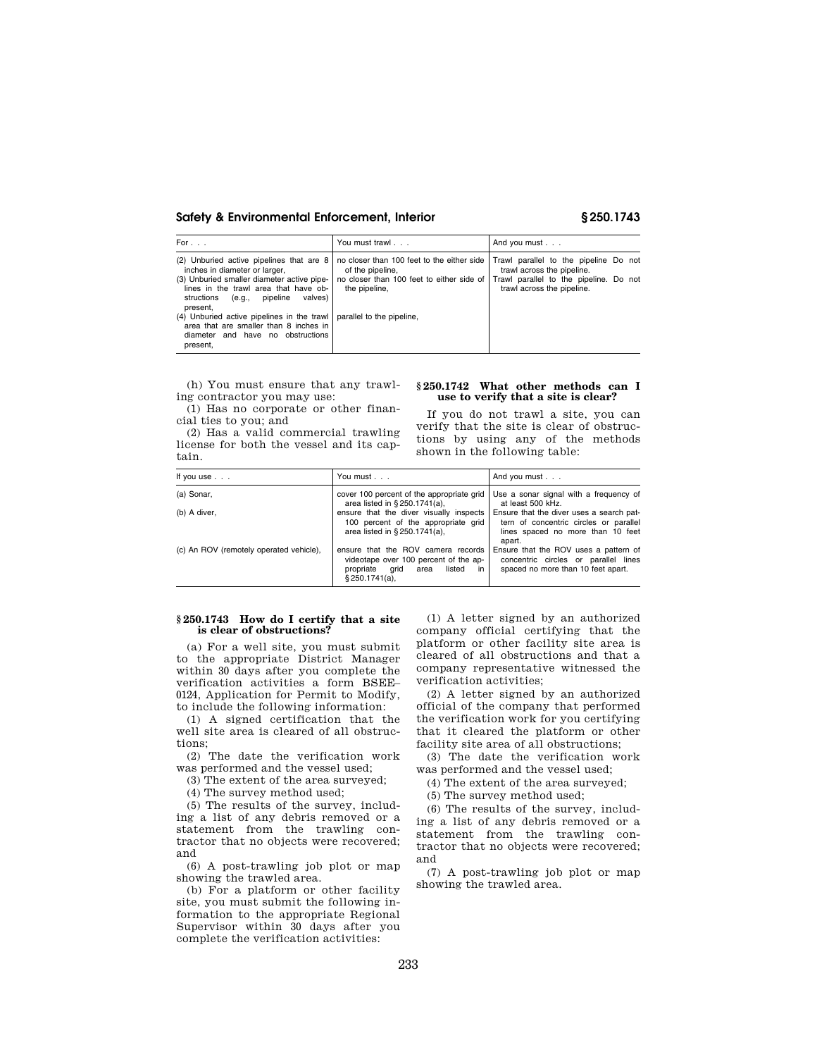| For . . . | You must trawl . . . | And you must . . . |
|---|---|---|
| (2) Unburied active pipelines that are 8 inches in diameter or larger, | no closer than 100 feet to the either side of the pipeline, | Trawl parallel to the pipeline Do not trawl across the pipeline. |
| (3) Unburied smaller diameter active pipelines in the trawl area that have obstructions (e.g., pipeline valves) present, | no closer than 100 feet to either side of the pipeline, | Trawl parallel to the pipeline. Do not trawl across the pipeline. |
| (4) Unburied active pipelines in the trawl area that are smaller than 8 inches in diameter and have no obstructions present, | parallel to the pipeline, | |

(h) You must ensure that any trawling contractor you may use:

(1) Has no corporate or other financial ties to you; and

(2) Has a valid commercial trawling license for both the vessel and its captain.

### § 250.1742 What other methods can I use to verify that a site is clear?

If you do not trawl a site, you can verify that the site is clear of obstructions by using any of the methods shown in the following table:

| If you use . . . | You must . . . | And you must . . . |
|---|---|---|
| (a) Sonar, | cover 100 percent of the appropriate grid area listed in § 250.1741(a), | Use a sonar signal with a frequency of at least 500 kHz. |
| (b) A diver, | ensure that the diver visually inspects 100 percent of the appropriate grid area listed in § 250.1741(a), | Ensure that the diver uses a search pattern of concentric circles or parallel lines spaced no more than 10 feet apart. |
| (c) An ROV (remotely operated vehicle), | ensure that the ROV camera records videotape over 100 percent of the appropriate grid area listed in § 250.1741(a), | Ensure that the ROV uses a pattern of concentric circles or parallel lines spaced no more than 10 feet apart. |

### § 250.1743 How do I certify that a site is clear of obstructions?

(a) For a well site, you must submit to the appropriate District Manager within 30 days after you complete the verification activities a form BSEE–0124, Application for Permit to Modify, to include the following information:

(1) A signed certification that the well site area is cleared of all obstructions;

(2) The date the verification work was performed and the vessel used;

(3) The extent of the area surveyed;

(4) The survey method used;

(5) The results of the survey, including a list of any debris removed or a statement from the trawling contractor that no objects were recovered; and

(6) A post-trawling job plot or map showing the trawled area.

(b) For a platform or other facility site, you must submit the following information to the appropriate Regional Supervisor within 30 days after you complete the verification activities:

(1) A letter signed by an authorized company official certifying that the platform or other facility site area is cleared of all obstructions and that a company representative witnessed the verification activities;

(2) A letter signed by an authorized official of the company that performed the verification work for you certifying that it cleared the platform or other facility site area of all obstructions;

(3) The date the verification work was performed and the vessel used;

(4) The extent of the area surveyed;

(5) The survey method used;

(6) The results of the survey, including a list of any debris removed or a statement from the trawling contractor that no objects were recovered; and

(7) A post-trawling job plot or map showing the trawled area.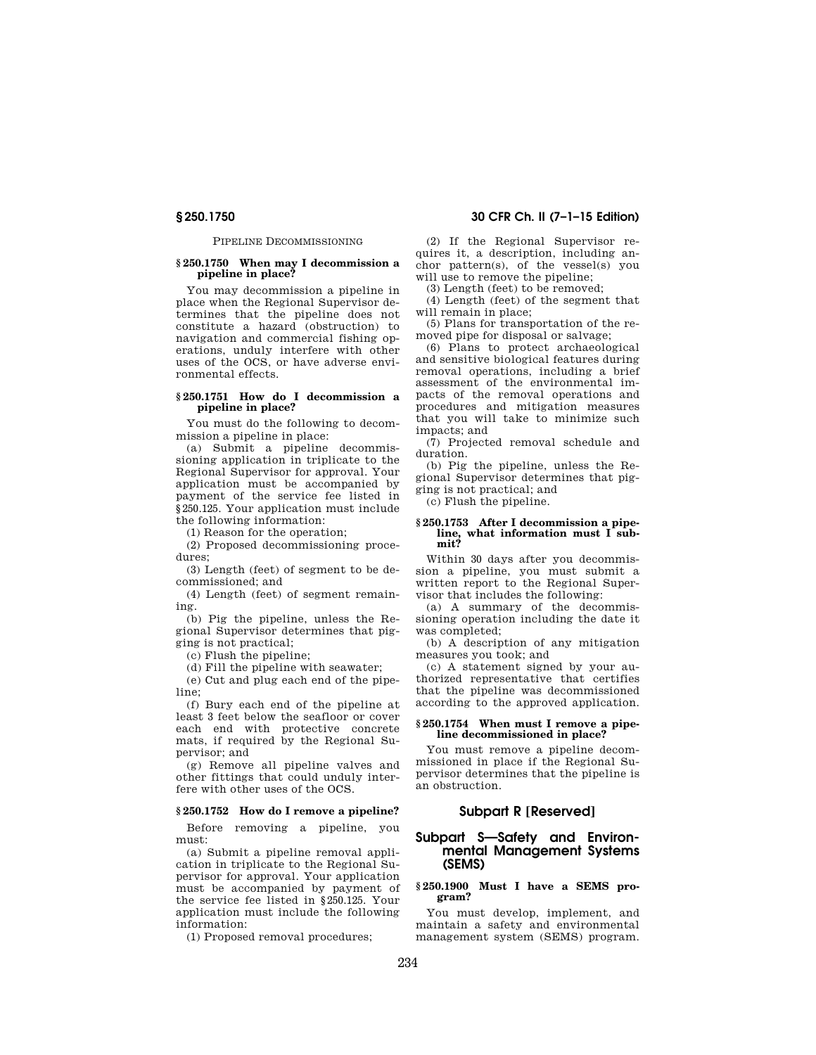PIPELINE DECOMMISSIONING

### § 250.1750 When may I decommission a pipeline in place?

You may decommission a pipeline in place when the Regional Supervisor determines that the pipeline does not constitute a hazard (obstruction) to navigation and commercial fishing operations, unduly interfere with other uses of the OCS, or have adverse environmental effects.

### § 250.1751 How do I decommission a pipeline in place?

You must do the following to decommission a pipeline in place:

(a) Submit a pipeline decommissioning application in triplicate to the Regional Supervisor for approval. Your application must be accompanied by payment of the service fee listed in §250.125. Your application must include the following information:

(1) Reason for the operation;

(2) Proposed decommissioning procedures;

(3) Length (feet) of segment to be decommissioned; and

(4) Length (feet) of segment remaining.

(b) Pig the pipeline, unless the Regional Supervisor determines that pigging is not practical;

(c) Flush the pipeline;

(d) Fill the pipeline with seawater;

(e) Cut and plug each end of the pipeline;

(f) Bury each end of the pipeline at least 3 feet below the seafloor or cover each end with protective concrete mats, if required by the Regional Supervisor; and

(g) Remove all pipeline valves and other fittings that could unduly interfere with other uses of the OCS.

### § 250.1752 How do I remove a pipeline?

Before removing a pipeline, you must:

(a) Submit a pipeline removal application in triplicate to the Regional Supervisor for approval. Your application must be accompanied by payment of the service fee listed in §250.125. Your application must include the following information:

(1) Proposed removal procedures;

(2) If the Regional Supervisor requires it, a description, including anchor pattern(s), of the vessel(s) you will use to remove the pipeline;

(3) Length (feet) to be removed;

(4) Length (feet) of the segment that will remain in place;

(5) Plans for transportation of the removed pipe for disposal or salvage;

(6) Plans to protect archaeological and sensitive biological features during removal operations, including a brief assessment of the environmental impacts of the removal operations and procedures and mitigation measures that you will take to minimize such impacts; and

(7) Projected removal schedule and duration.

(b) Pig the pipeline, unless the Regional Supervisor determines that pigging is not practical; and

(c) Flush the pipeline.

### § 250.1753 After I decommission a pipeline, what information must I submit?

Within 30 days after you decommission a pipeline, you must submit a written report to the Regional Supervisor that includes the following:

(a) A summary of the decommissioning operation including the date it was completed;

(b) A description of any mitigation measures you took; and

(c) A statement signed by your authorized representative that certifies that the pipeline was decommissioned according to the approved application.

### § 250.1754 When must I remove a pipeline decommissioned in place?

You must remove a pipeline decommissioned in place if the Regional Supervisor determines that the pipeline is an obstruction.

## Subpart R [Reserved]

## Subpart S—Safety and Environmental Management Systems (SEMS)

### § 250.1900 Must I have a SEMS program?

You must develop, implement, and maintain a safety and environmental management system (SEMS) program.